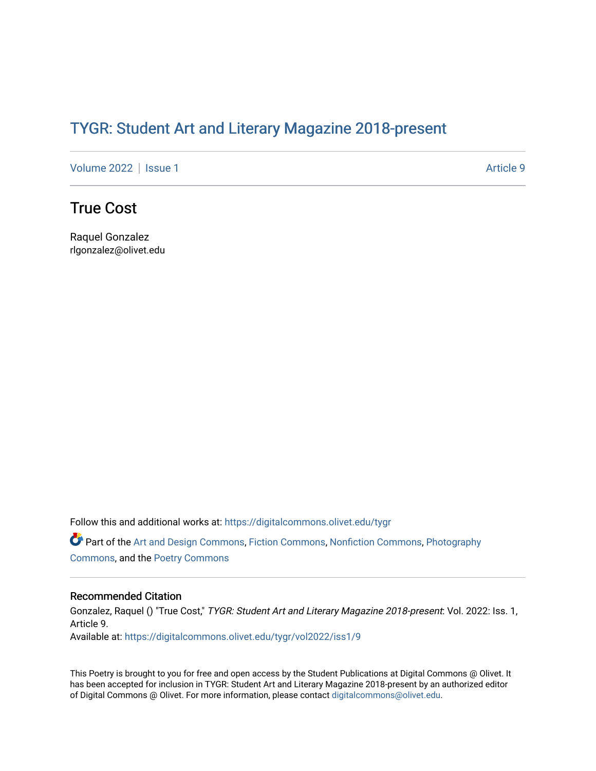# TYGR: Student Art and Literary Magazine 2018-present

Volume 2022 | Issue 1 — Article 9

## True Cost

Raquel Gonzalez
rlgonzalez@olivet.edu

Follow this and additional works at: https://digitalcommons.olivet.edu/tygr

Part of the Art and Design Commons, Fiction Commons, Nonfiction Commons, Photography Commons, and the Poetry Commons

### Recommended Citation

Gonzalez, Raquel () "True Cost," *TYGR: Student Art and Literary Magazine 2018-present*: Vol. 2022: Iss. 1, Article 9.
Available at: https://digitalcommons.olivet.edu/tygr/vol2022/iss1/9

This Poetry is brought to you for free and open access by the Student Publications at Digital Commons @ Olivet. It has been accepted for inclusion in TYGR: Student Art and Literary Magazine 2018-present by an authorized editor of Digital Commons @ Olivet. For more information, please contact digitalcommons@olivet.edu.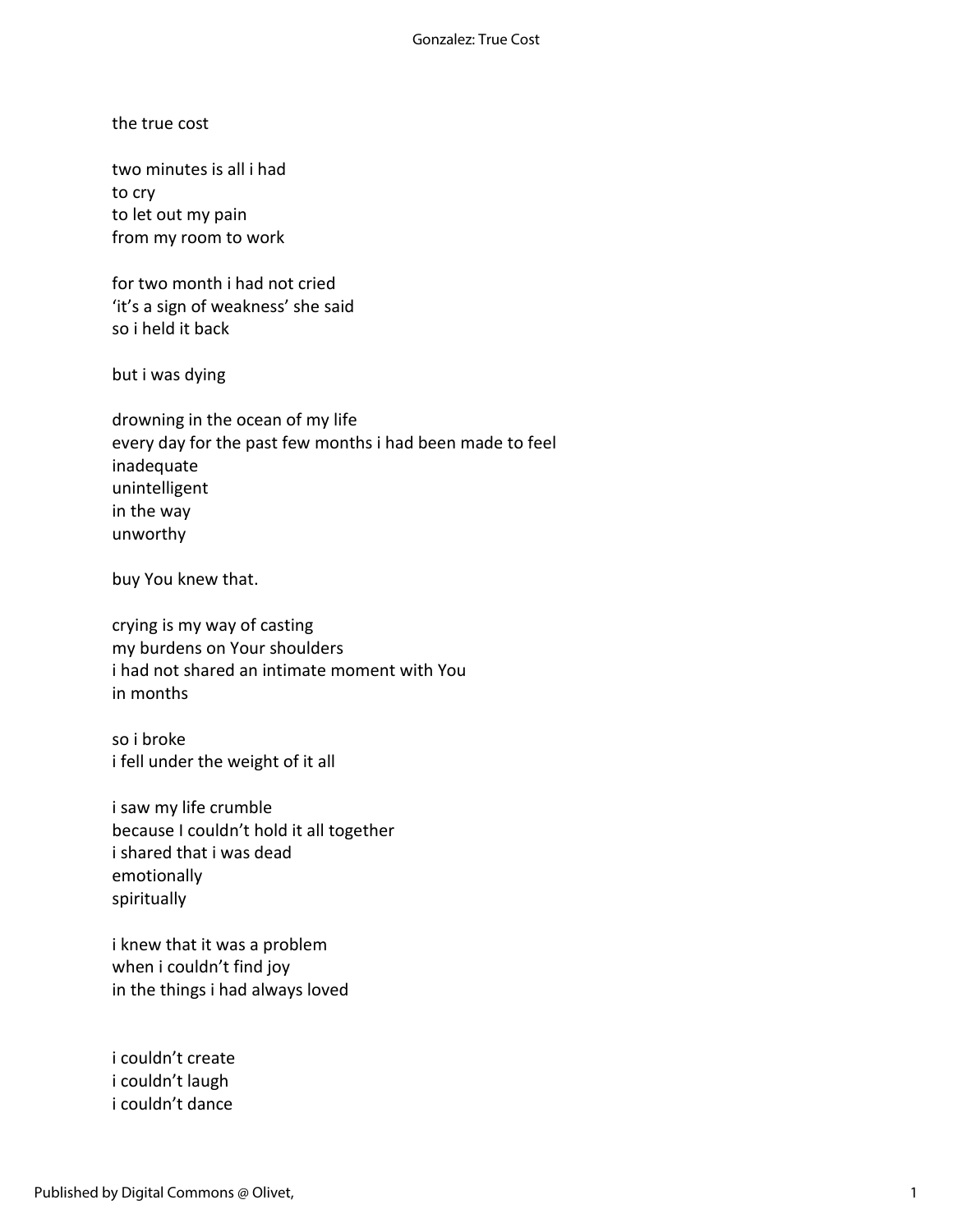the true cost

two minutes is all i had  
to cry  
to let out my pain  
from my room to work

for two month i had not cried  
'it's a sign of weakness' she said  
so i held it back

but i was dying

drowning in the ocean of my life  
every day for the past few months i had been made to feel  
inadequate  
unintelligent  
in the way  
unworthy

buy You knew that.

crying is my way of casting  
my burdens on Your shoulders  
i had not shared an intimate moment with You  
in months

so i broke  
i fell under the weight of it all

i saw my life crumble  
because I couldn't hold it all together  
i shared that i was dead  
emotionally  
spiritually

i knew that it was a problem  
when i couldn't find joy  
in the things i had always loved

i couldn't create  
i couldn't laugh  
i couldn't dance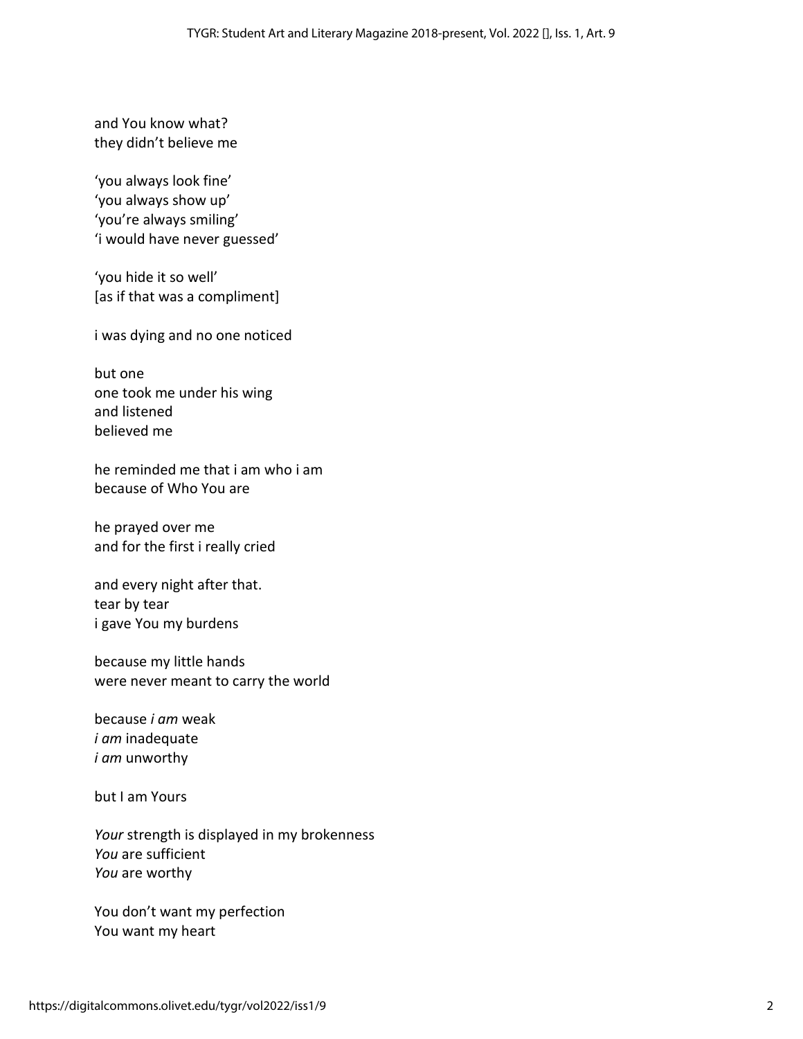and You know what?
they didn't believe me

'you always look fine'
'you always show up'
'you're always smiling'
'i would have never guessed'

'you hide it so well'
[as if that was a compliment]

i was dying and no one noticed

but one
one took me under his wing
and listened
believed me

he reminded me that i am who i am
because of Who You are

he prayed over me
and for the first i really cried

and every night after that.
tear by tear
i gave You my burdens

because my little hands
were never meant to carry the world

because *i am* weak
*i am* inadequate
*i am* unworthy

but I am Yours

*Your* strength is displayed in my brokenness
*You* are sufficient
*You* are worthy

You don't want my perfection
You want my heart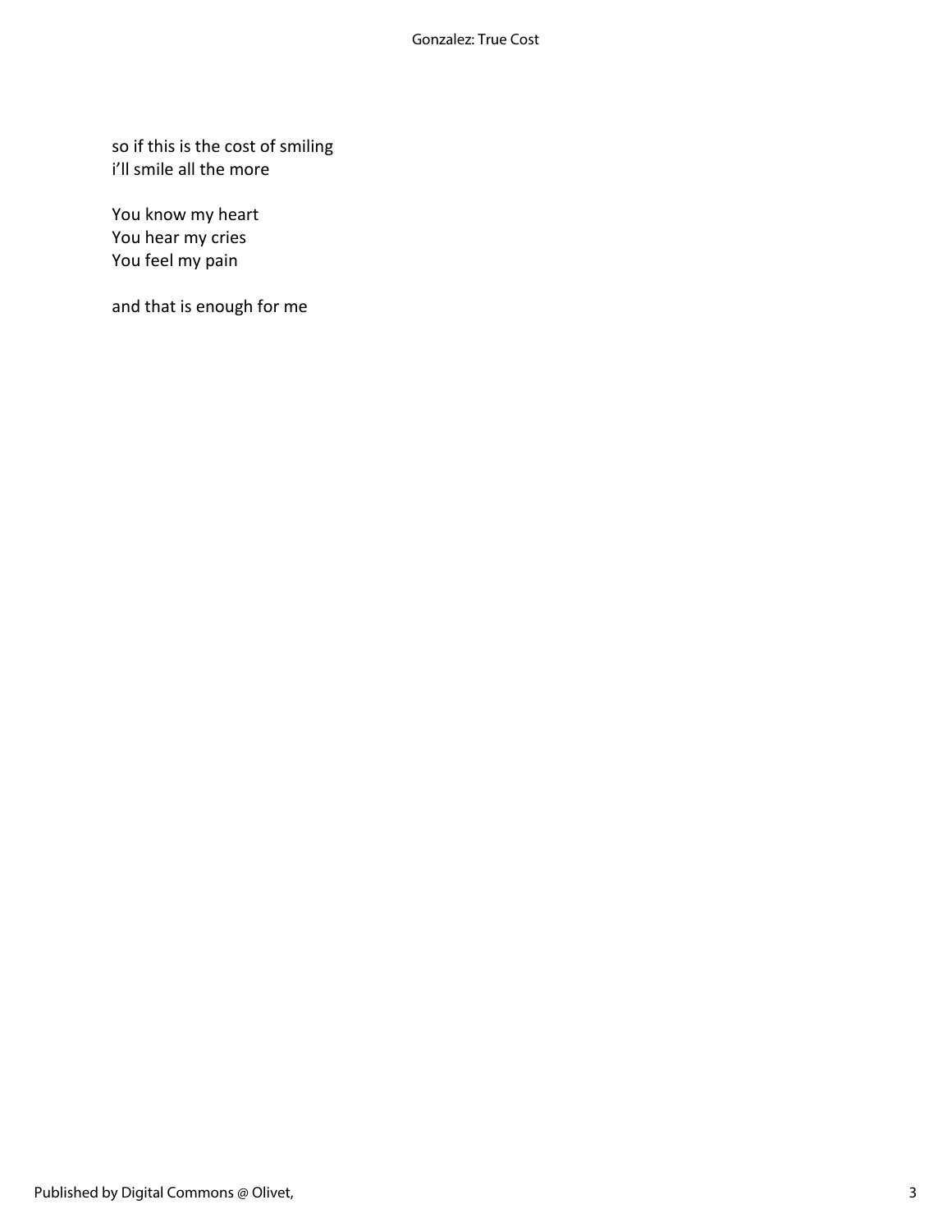so if this is the cost of smiling
i'll smile all the more

You know my heart
You hear my cries
You feel my pain

and that is enough for me